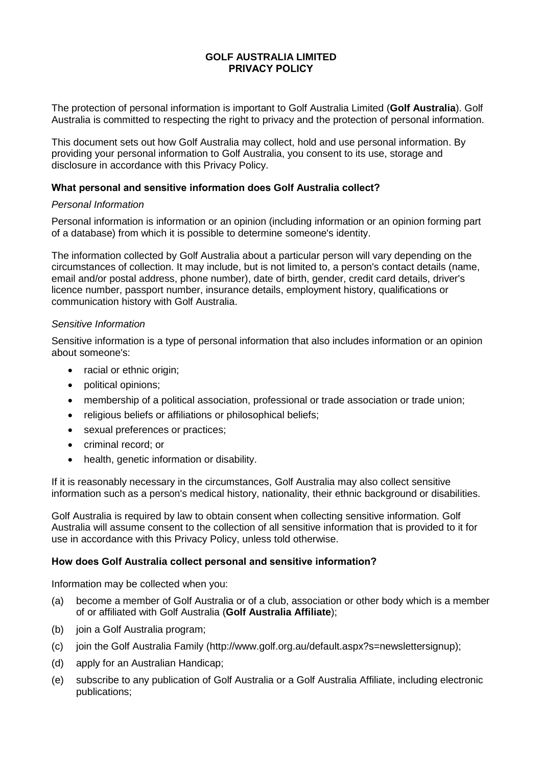# GOLF AUSTRALIA LIMITED
# PRIVACY POLICY

The protection of personal information is important to Golf Australia Limited (**Golf Australia**). Golf Australia is committed to respecting the right to privacy and the protection of personal information.

This document sets out how Golf Australia may collect, hold and use personal information. By providing your personal information to Golf Australia, you consent to its use, storage and disclosure in accordance with this Privacy Policy.

## What personal and sensitive information does Golf Australia collect?

*Personal Information*

Personal information is information or an opinion (including information or an opinion forming part of a database) from which it is possible to determine someone's identity.

The information collected by Golf Australia about a particular person will vary depending on the circumstances of collection. It may include, but is not limited to, a person's contact details (name, email and/or postal address, phone number), date of birth, gender, credit card details, driver's licence number, passport number, insurance details, employment history, qualifications or communication history with Golf Australia.

*Sensitive Information*

Sensitive information is a type of personal information that also includes information or an opinion about someone's:

- racial or ethnic origin;
- political opinions;
- membership of a political association, professional or trade association or trade union;
- religious beliefs or affiliations or philosophical beliefs;
- sexual preferences or practices;
- criminal record; or
- health, genetic information or disability.

If it is reasonably necessary in the circumstances, Golf Australia may also collect sensitive information such as a person's medical history, nationality, their ethnic background or disabilities.

Golf Australia is required by law to obtain consent when collecting sensitive information. Golf Australia will assume consent to the collection of all sensitive information that is provided to it for use in accordance with this Privacy Policy, unless told otherwise.

## How does Golf Australia collect personal and sensitive information?

Information may be collected when you:

(a) become a member of Golf Australia or of a club, association or other body which is a member of or affiliated with Golf Australia (**Golf Australia Affiliate**);

(b) join a Golf Australia program;

(c) join the Golf Australia Family (http://www.golf.org.au/default.aspx?s=newslettersignup);

(d) apply for an Australian Handicap;

(e) subscribe to any publication of Golf Australia or a Golf Australia Affiliate, including electronic publications;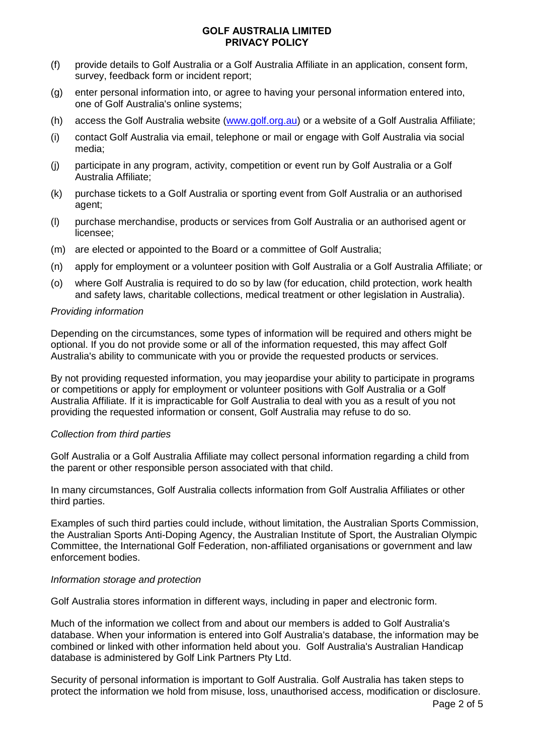(f) provide details to Golf Australia or a Golf Australia Affiliate in an application, consent form, survey, feedback form or incident report;

(g) enter personal information into, or agree to having your personal information entered into, one of Golf Australia's online systems;

(h) access the Golf Australia website ([www.golf.org.au](http://www.golf.org.au)) or a website of a Golf Australia Affiliate;

(i) contact Golf Australia via email, telephone or mail or engage with Golf Australia via social media;

(j) participate in any program, activity, competition or event run by Golf Australia or a Golf Australia Affiliate;

(k) purchase tickets to a Golf Australia or sporting event from Golf Australia or an authorised agent;

(l) purchase merchandise, products or services from Golf Australia or an authorised agent or licensee;

(m) are elected or appointed to the Board or a committee of Golf Australia;

(n) apply for employment or a volunteer position with Golf Australia or a Golf Australia Affiliate; or

(o) where Golf Australia is required to do so by law (for education, child protection, work health and safety laws, charitable collections, medical treatment or other legislation in Australia).

*Providing information*

Depending on the circumstances, some types of information will be required and others might be optional. If you do not provide some or all of the information requested, this may affect Golf Australia's ability to communicate with you or provide the requested products or services.

By not providing requested information, you may jeopardise your ability to participate in programs or competitions or apply for employment or volunteer positions with Golf Australia or a Golf Australia Affiliate. If it is impracticable for Golf Australia to deal with you as a result of you not providing the requested information or consent, Golf Australia may refuse to do so.

*Collection from third parties*

Golf Australia or a Golf Australia Affiliate may collect personal information regarding a child from the parent or other responsible person associated with that child.

In many circumstances, Golf Australia collects information from Golf Australia Affiliates or other third parties.

Examples of such third parties could include, without limitation, the Australian Sports Commission, the Australian Sports Anti-Doping Agency, the Australian Institute of Sport, the Australian Olympic Committee, the International Golf Federation, non-affiliated organisations or government and law enforcement bodies.

*Information storage and protection*

Golf Australia stores information in different ways, including in paper and electronic form.

Much of the information we collect from and about our members is added to Golf Australia's database. When your information is entered into Golf Australia's database, the information may be combined or linked with other information held about you. Golf Australia's Australian Handicap database is administered by Golf Link Partners Pty Ltd.

Security of personal information is important to Golf Australia. Golf Australia has taken steps to protect the information we hold from misuse, loss, unauthorised access, modification or disclosure.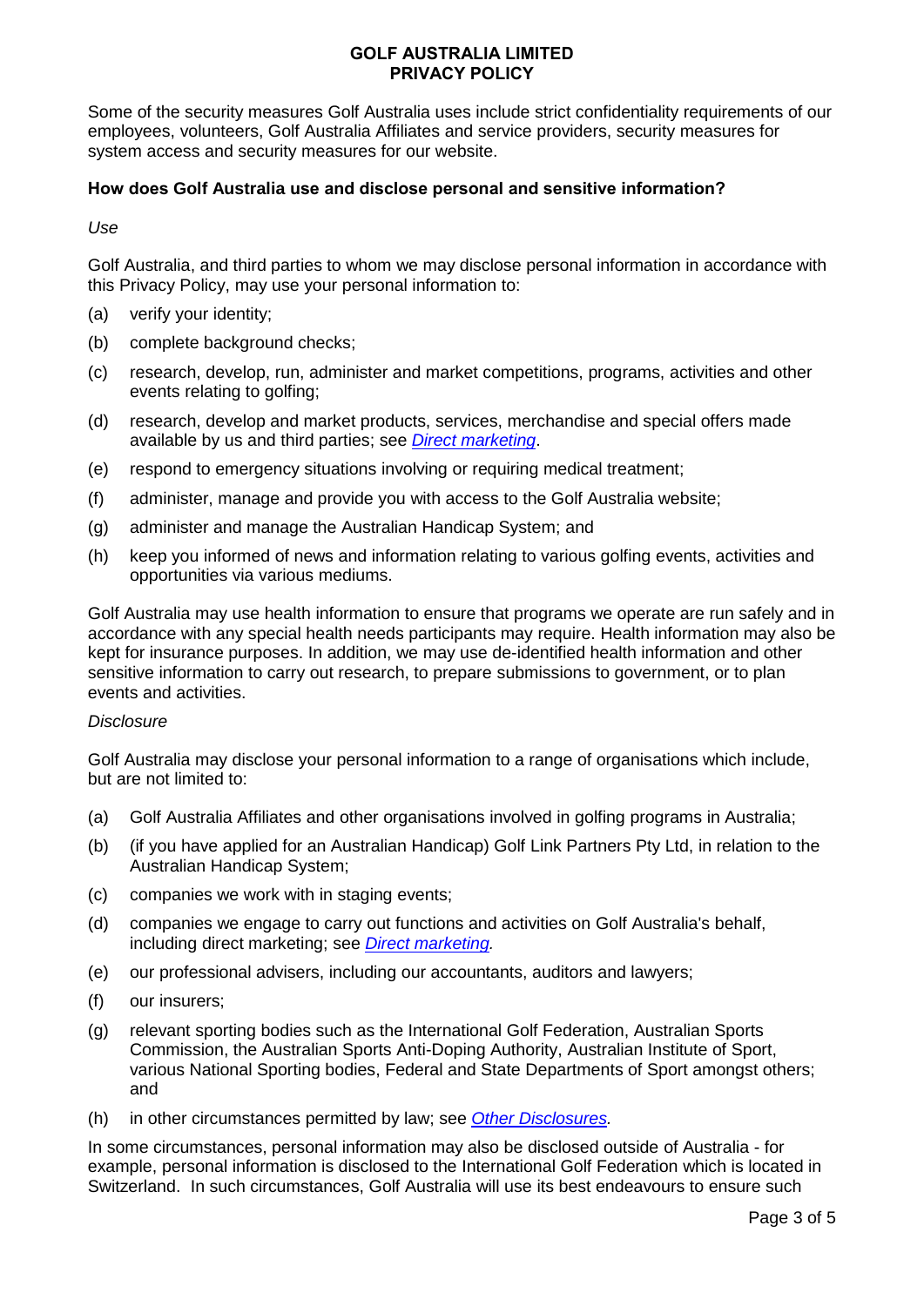Some of the security measures Golf Australia uses include strict confidentiality requirements of our employees, volunteers, Golf Australia Affiliates and service providers, security measures for system access and security measures for our website.

### How does Golf Australia use and disclose personal and sensitive information?

*Use*

Golf Australia, and third parties to whom we may disclose personal information in accordance with this Privacy Policy, may use your personal information to:

(a) verify your identity;

(b) complete background checks;

(c) research, develop, run, administer and market competitions, programs, activities and other events relating to golfing;

(d) research, develop and market products, services, merchandise and special offers made available by us and third parties; see *Direct marketing*.

(e) respond to emergency situations involving or requiring medical treatment;

(f) administer, manage and provide you with access to the Golf Australia website;

(g) administer and manage the Australian Handicap System; and

(h) keep you informed of news and information relating to various golfing events, activities and opportunities via various mediums.

Golf Australia may use health information to ensure that programs we operate are run safely and in accordance with any special health needs participants may require. Health information may also be kept for insurance purposes. In addition, we may use de-identified health information and other sensitive information to carry out research, to prepare submissions to government, or to plan events and activities.

*Disclosure*

Golf Australia may disclose your personal information to a range of organisations which include, but are not limited to:

(a) Golf Australia Affiliates and other organisations involved in golfing programs in Australia;

(b) (if you have applied for an Australian Handicap) Golf Link Partners Pty Ltd, in relation to the Australian Handicap System;

(c) companies we work with in staging events;

(d) companies we engage to carry out functions and activities on Golf Australia's behalf, including direct marketing; see *Direct marketing.*

(e) our professional advisers, including our accountants, auditors and lawyers;

(f) our insurers;

(g) relevant sporting bodies such as the International Golf Federation, Australian Sports Commission, the Australian Sports Anti-Doping Authority, Australian Institute of Sport, various National Sporting bodies, Federal and State Departments of Sport amongst others; and

(h) in other circumstances permitted by law; see *Other Disclosures.*

In some circumstances, personal information may also be disclosed outside of Australia - for example, personal information is disclosed to the International Golf Federation which is located in Switzerland. In such circumstances, Golf Australia will use its best endeavours to ensure such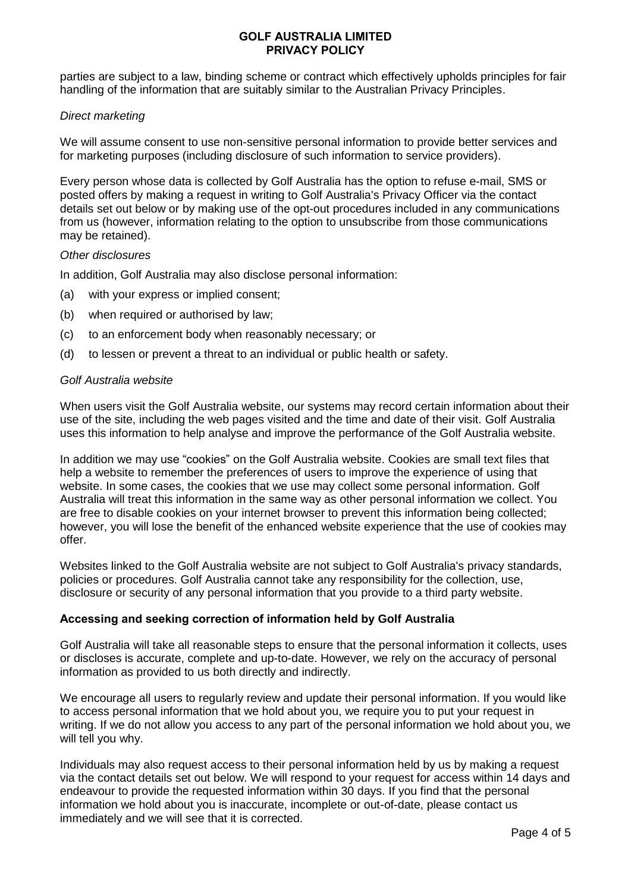parties are subject to a law, binding scheme or contract which effectively upholds principles for fair handling of the information that are suitably similar to the Australian Privacy Principles.

*Direct marketing*

We will assume consent to use non-sensitive personal information to provide better services and for marketing purposes (including disclosure of such information to service providers).

Every person whose data is collected by Golf Australia has the option to refuse e-mail, SMS or posted offers by making a request in writing to Golf Australia's Privacy Officer via the contact details set out below or by making use of the opt-out procedures included in any communications from us (however, information relating to the option to unsubscribe from those communications may be retained).

*Other disclosures*

In addition, Golf Australia may also disclose personal information:

(a) with your express or implied consent;

(b) when required or authorised by law;

(c) to an enforcement body when reasonably necessary; or

(d) to lessen or prevent a threat to an individual or public health or safety.

*Golf Australia website*

When users visit the Golf Australia website, our systems may record certain information about their use of the site, including the web pages visited and the time and date of their visit. Golf Australia uses this information to help analyse and improve the performance of the Golf Australia website.

In addition we may use "cookies" on the Golf Australia website. Cookies are small text files that help a website to remember the preferences of users to improve the experience of using that website. In some cases, the cookies that we use may collect some personal information. Golf Australia will treat this information in the same way as other personal information we collect. You are free to disable cookies on your internet browser to prevent this information being collected; however, you will lose the benefit of the enhanced website experience that the use of cookies may offer.

Websites linked to the Golf Australia website are not subject to Golf Australia's privacy standards, policies or procedures. Golf Australia cannot take any responsibility for the collection, use, disclosure or security of any personal information that you provide to a third party website.

**Accessing and seeking correction of information held by Golf Australia**

Golf Australia will take all reasonable steps to ensure that the personal information it collects, uses or discloses is accurate, complete and up-to-date. However, we rely on the accuracy of personal information as provided to us both directly and indirectly.

We encourage all users to regularly review and update their personal information. If you would like to access personal information that we hold about you, we require you to put your request in writing. If we do not allow you access to any part of the personal information we hold about you, we will tell you why.

Individuals may also request access to their personal information held by us by making a request via the contact details set out below. We will respond to your request for access within 14 days and endeavour to provide the requested information within 30 days. If you find that the personal information we hold about you is inaccurate, incomplete or out-of-date, please contact us immediately and we will see that it is corrected.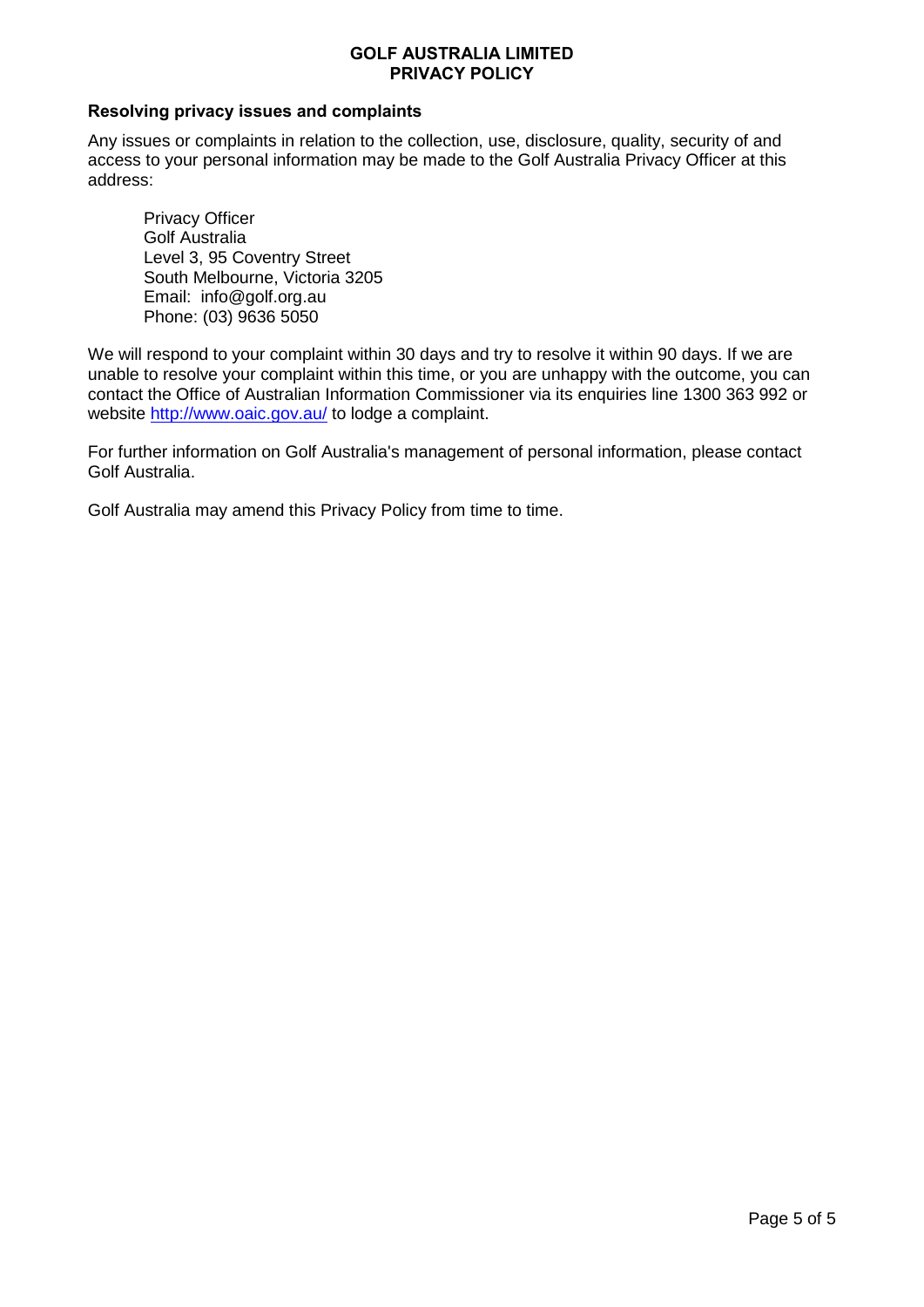## Resolving privacy issues and complaints

Any issues or complaints in relation to the collection, use, disclosure, quality, security of and access to your personal information may be made to the Golf Australia Privacy Officer at this address:

Privacy Officer
Golf Australia
Level 3, 95 Coventry Street
South Melbourne, Victoria 3205
Email: info@golf.org.au
Phone: (03) 9636 5050

We will respond to your complaint within 30 days and try to resolve it within 90 days. If we are unable to resolve your complaint within this time, or you are unhappy with the outcome, you can contact the Office of Australian Information Commissioner via its enquiries line 1300 363 992 or website [http://www.oaic.gov.au/](http://www.oaic.gov.au/) to lodge a complaint.

For further information on Golf Australia's management of personal information, please contact Golf Australia.

Golf Australia may amend this Privacy Policy from time to time.